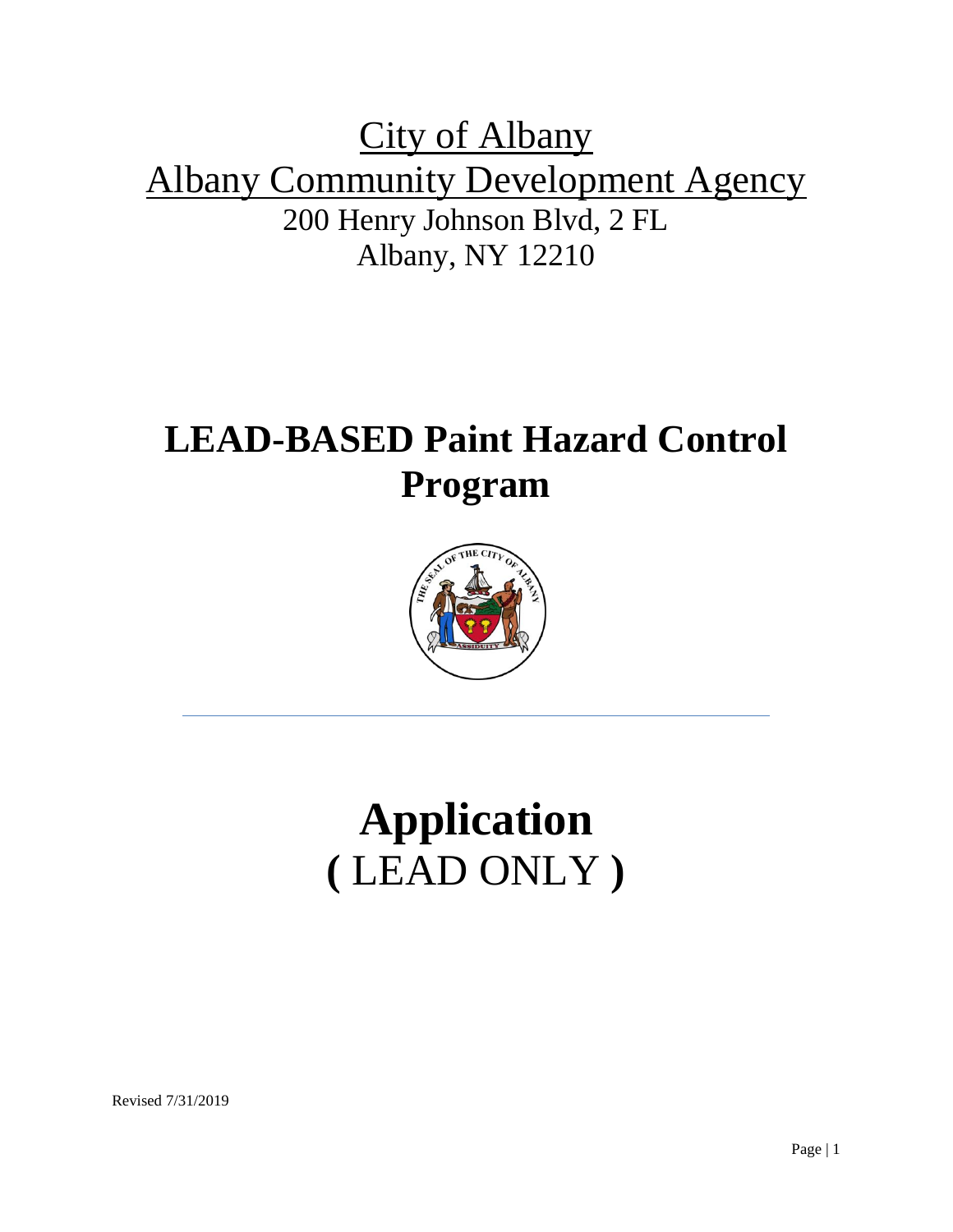# City of Albany

# Albany Community Development Agency

200 Henry Johnson Blvd, 2 FL

Albany, NY 12210

# LEAD-BASED Paint Hazard Control Program

---

# Application

# ( LEAD ONLY )

Revised 7/31/2019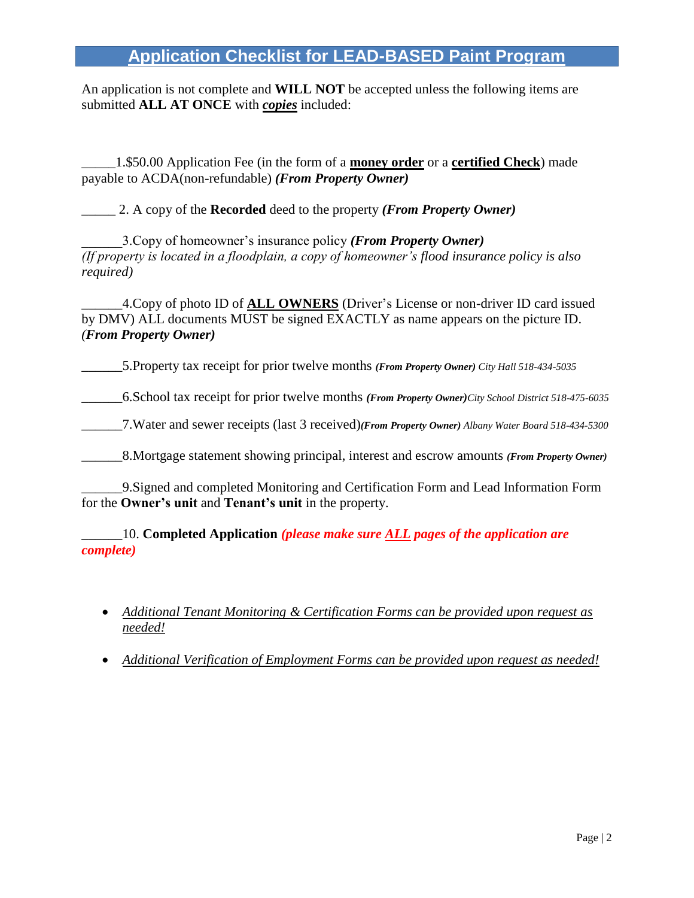# Application Checklist for LEAD-BASED Paint Program

An application is not complete and **WILL NOT** be accepted unless the following items are submitted **ALL AT ONCE** with ***copies*** included:

_____1.$50.00 Application Fee (in the form of a **money order** or a **certified Check**) made payable to ACDA(non-refundable) ***(From Property Owner)***

_____ 2. A copy of the **Recorded** deed to the property ***(From Property Owner)***

______3.Copy of homeowner's insurance policy ***(From Property Owner)***
*(If property is located in a floodplain, a copy of homeowner's flood insurance policy is also required)*

______4.Copy of photo ID of **ALL OWNERS** (Driver's License or non-driver ID card issued by DMV) ALL documents MUST be signed EXACTLY as name appears on the picture ID. ***(From Property Owner)***

______5.Property tax receipt for prior twelve months ***(From Property Owner)*** *City Hall 518-434-5035*

______6.School tax receipt for prior twelve months ***(From Property Owner)****City School District 518-475-6035*

______7.Water and sewer receipts (last 3 received)***(From Property Owner)*** *Albany Water Board 518-434-5300*

______8.Mortgage statement showing principal, interest and escrow amounts ***(From Property Owner)***

______9.Signed and completed Monitoring and Certification Form and Lead Information Form for the **Owner's unit** and **Tenant's unit** in the property.

______10. **Completed Application** ***(please make sure ALL pages of the application are complete)***

- *Additional Tenant Monitoring & Certification Forms can be provided upon request as needed!*
- *Additional Verification of Employment Forms can be provided upon request as needed!*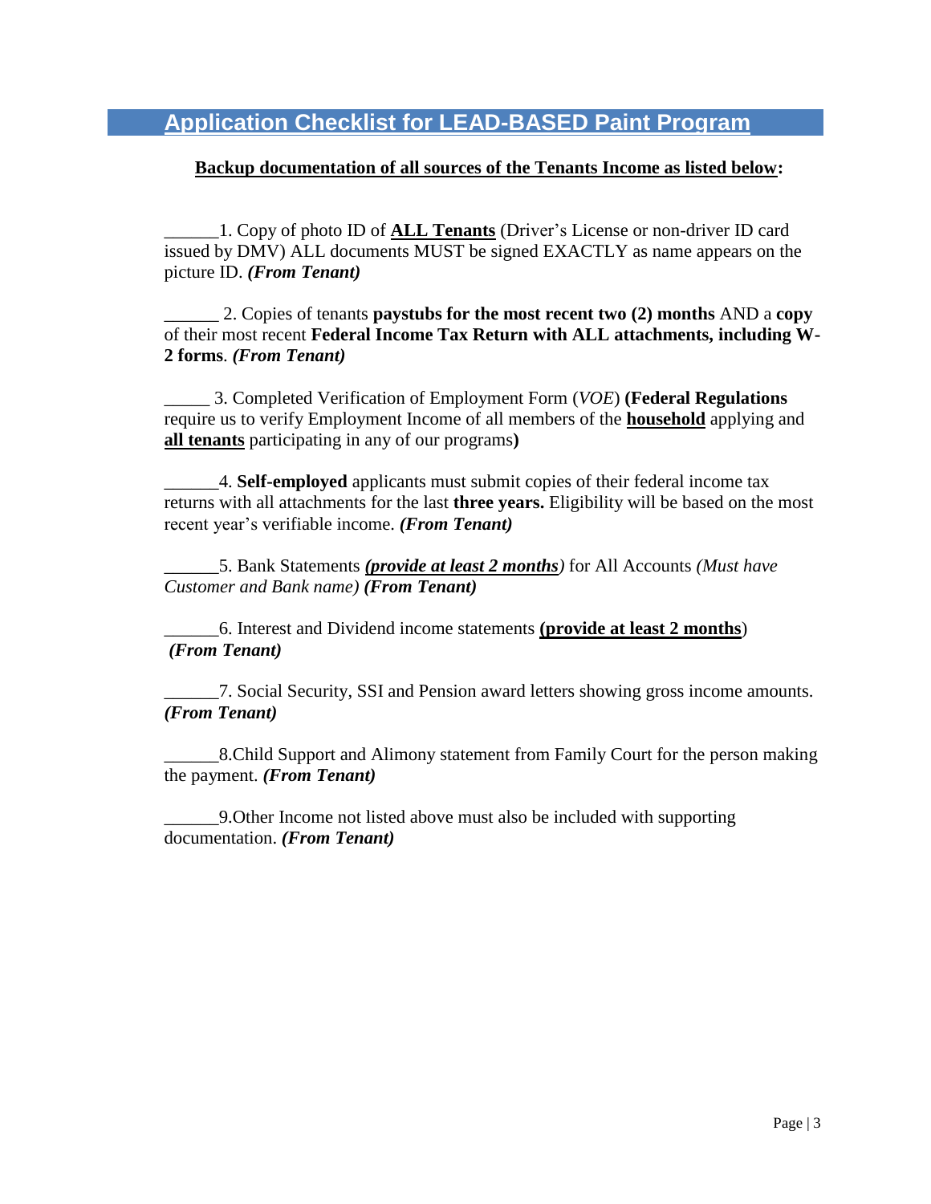## Application Checklist for LEAD-BASED Paint Program

**Backup documentation of all sources of the Tenants Income as listed below:**

______1. Copy of photo ID of **ALL Tenants** (Driver's License or non-driver ID card issued by DMV) ALL documents MUST be signed EXACTLY as name appears on the picture ID. ***(From Tenant)***

______ 2. Copies of tenants **paystubs for the most recent two (2) months** AND a **copy** of their most recent **Federal Income Tax Return with ALL attachments, including W-2 forms**. ***(From Tenant)***

_____ 3. Completed Verification of Employment Form (*VOE*) **(Federal Regulations** require us to verify Employment Income of all members of the **household** applying and **all tenants** participating in any of our programs**)**

______4. **Self-employed** applicants must submit copies of their federal income tax returns with all attachments for the last **three years.** Eligibility will be based on the most recent year's verifiable income. ***(From Tenant)***

______5. Bank Statements ***(provide at least 2 months)*** for All Accounts *(Must have Customer and Bank name)* ***(From Tenant)***

______6. Interest and Dividend income statements **(provide at least 2 months)** ***(From Tenant)***

______7. Social Security, SSI and Pension award letters showing gross income amounts. ***(From Tenant)***

______8.Child Support and Alimony statement from Family Court for the person making the payment. ***(From Tenant)***

______9.Other Income not listed above must also be included with supporting documentation. ***(From Tenant)***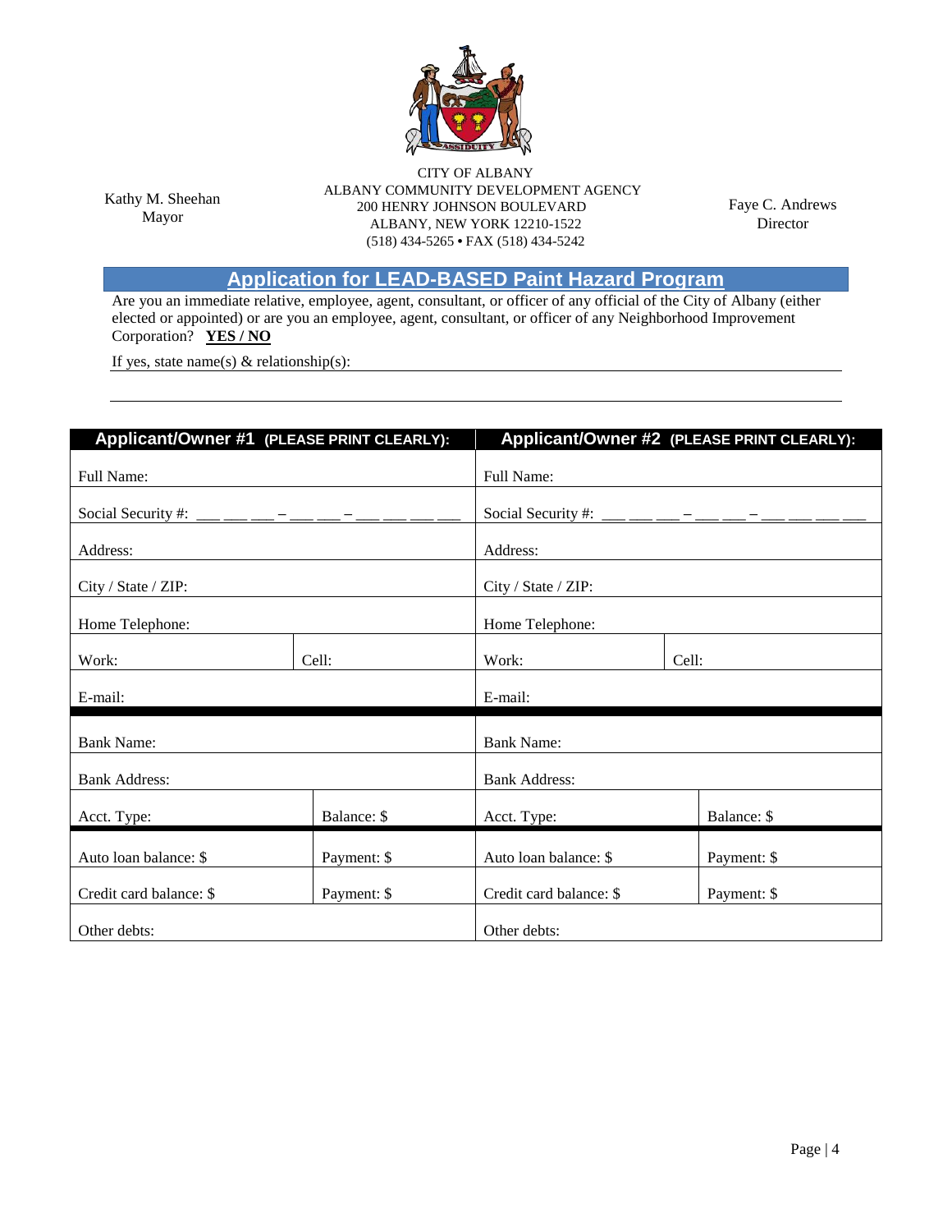Kathy M. Sheehan
Mayor

CITY OF ALBANY
ALBANY COMMUNITY DEVELOPMENT AGENCY
200 HENRY JOHNSON BOULEVARD
ALBANY, NEW YORK 12210-1522
(518) 434-5265 • FAX (518) 434-5242

Faye C. Andrews
Director

## Application for LEAD-BASED Paint Hazard Program

Are you an immediate relative, employee, agent, consultant, or officer of any official of the City of Albany (either elected or appointed) or are you an employee, agent, consultant, or officer of any Neighborhood Improvement Corporation? **YES / NO**

If yes, state name(s) & relationship(s): ____________________________________________

______________________________________________________________________________

| **Applicant/Owner #1 (PLEASE PRINT CLEARLY):** | | **Applicant/Owner #2 (PLEASE PRINT CLEARLY):** | |
|---|---|---|---|
| Full Name: | | Full Name: | |
| Social Security #: ___ ___ ___ – ___ ___ – ___ ___ ___ ___ | | Social Security #: ___ ___ ___ – ___ ___ – ___ ___ ___ ___ | |
| Address: | | Address: | |
| City / State / ZIP: | | City / State / ZIP: | |
| Home Telephone: | | Home Telephone: | |
| Work: | Cell: | Work: | Cell: |
| E-mail: | | E-mail: | |
| Bank Name: | | Bank Name: | |
| Bank Address: | | Bank Address: | |
| Acct. Type: | Balance: $ | Acct. Type: | Balance: $ |
| Auto loan balance: $ | Payment: $ | Auto loan balance: $ | Payment: $ |
| Credit card balance: $ | Payment: $ | Credit card balance: $ | Payment: $ |
| Other debts: | | Other debts: | |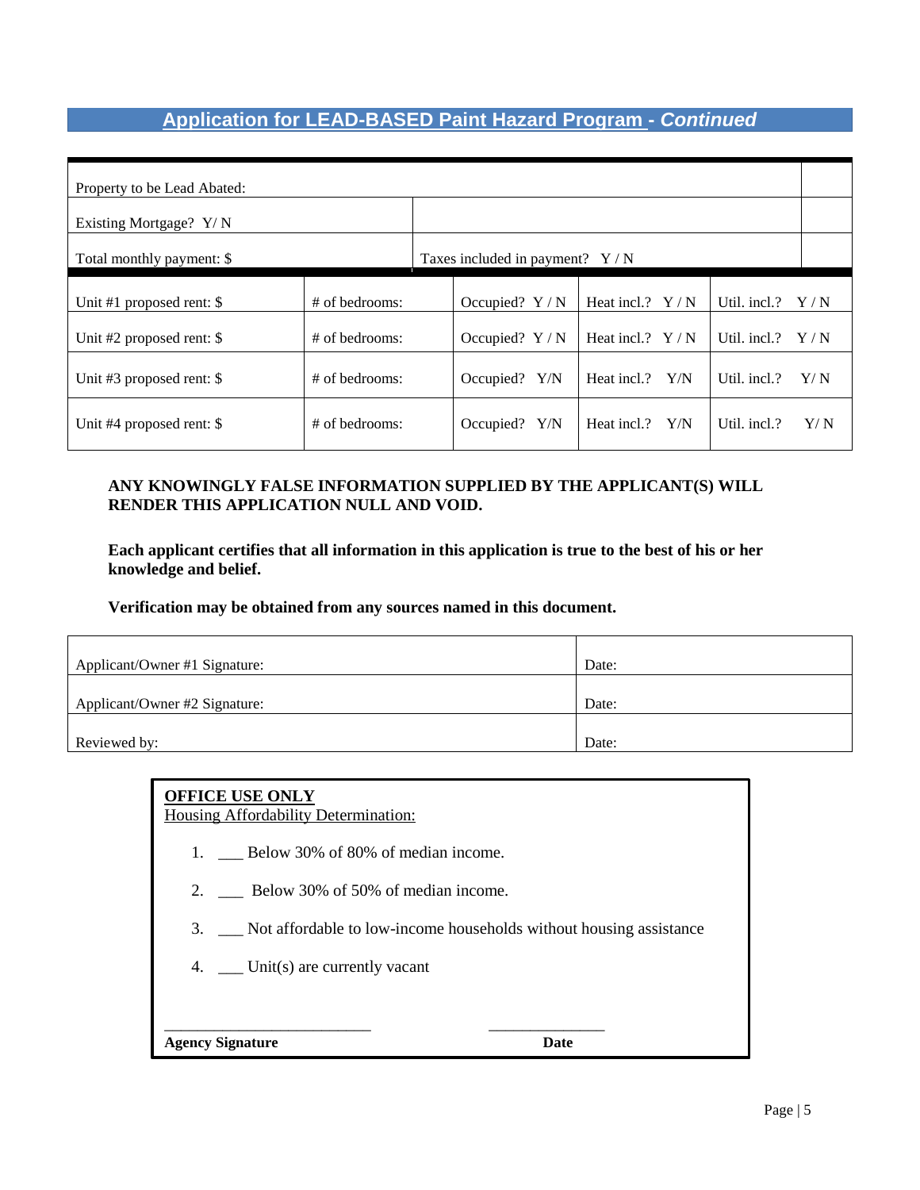## Application for LEAD-BASED Paint Hazard Program - *Continued*

| Property to be Lead Abated: | | | | |
|---|---|---|---|---|
| Existing Mortgage? Y/ N | | | | |
| Total monthly payment: $ | Taxes included in payment? Y / N | | | |
| Unit #1 proposed rent: $ | # of bedrooms: | Occupied? Y / N | Heat incl.? Y / N | Util. incl.? Y / N |
| Unit #2 proposed rent: $ | # of bedrooms: | Occupied? Y / N | Heat incl.? Y / N | Util. incl.? Y / N |
| Unit #3 proposed rent: $ | # of bedrooms: | Occupied? Y/N | Heat incl.? Y/N | Util. incl.? Y/ N |
| Unit #4 proposed rent: $ | # of bedrooms: | Occupied? Y/N | Heat incl.? Y/N | Util. incl.? Y/ N |

**ANY KNOWINGLY FALSE INFORMATION SUPPLIED BY THE APPLICANT(S) WILL RENDER THIS APPLICATION NULL AND VOID.**

**Each applicant certifies that all information in this application is true to the best of his or her knowledge and belief.**

**Verification may be obtained from any sources named in this document.**

| Applicant/Owner #1 Signature: | Date: |
|---|---|
| Applicant/Owner #2 Signature: | Date: |
| Reviewed by: | Date: |

**OFFICE USE ONLY**
Housing Affordability Determination:

1. ___ Below 30% of 80% of median income.
2. ___ Below 30% of 50% of median income.
3. ___ Not affordable to low-income households without housing assistance
4. ___ Unit(s) are currently vacant

___________________________ _______________
**Agency Signature** **Date**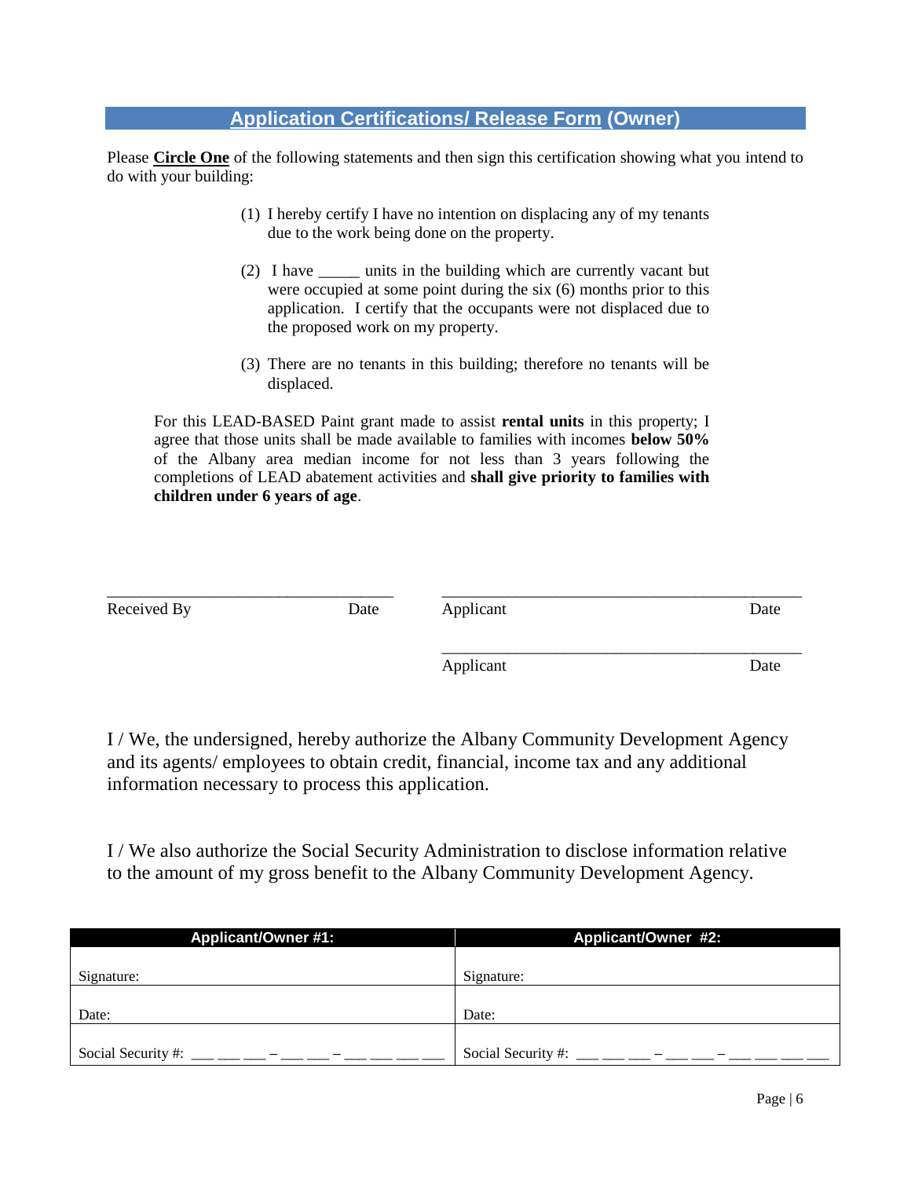## Application Certifications/ Release Form (Owner)

Please **Circle One** of the following statements and then sign this certification showing what you intend to do with your building:

(1) I hereby certify I have no intention on displacing any of my tenants due to the work being done on the property.

(2) I have _____ units in the building which are currently vacant but were occupied at some point during the six (6) months prior to this application. I certify that the occupants were not displaced due to the proposed work on my property.

(3) There are no tenants in this building; therefore no tenants will be displaced.

For this LEAD-BASED Paint grant made to assist **rental units** in this property; I agree that those units shall be made available to families with incomes **below 50%** of the Albany area median income for not less than 3 years following the completions of LEAD abatement activities and **shall give priority to families with children under 6 years of age**.

_______________________________________ &nbsp;&nbsp;&nbsp; _______________________________________________

Received By &nbsp;&nbsp;&nbsp;&nbsp;&nbsp;&nbsp;&nbsp;&nbsp;&nbsp;&nbsp;&nbsp;&nbsp; Date &nbsp;&nbsp;&nbsp;&nbsp;&nbsp;&nbsp; Applicant &nbsp;&nbsp;&nbsp;&nbsp;&nbsp;&nbsp;&nbsp;&nbsp;&nbsp;&nbsp;&nbsp;&nbsp; Date

_______________________________________________

Applicant &nbsp;&nbsp;&nbsp;&nbsp;&nbsp;&nbsp;&nbsp;&nbsp;&nbsp;&nbsp;&nbsp;&nbsp; Date

I / We, the undersigned, hereby authorize the Albany Community Development Agency and its agents/ employees to obtain credit, financial, income tax and any additional information necessary to process this application.

I / We also authorize the Social Security Administration to disclose information relative to the amount of my gross benefit to the Albany Community Development Agency.

| Applicant/Owner #1: | Applicant/Owner #2: |
|---|---|
| Signature: | Signature: |
| Date: | Date: |
| Social Security #: ___ ___ ___ – ___ ___ – ___ ___ ___ ___ | Social Security #: ___ ___ ___ – ___ ___ – ___ ___ ___ ___ |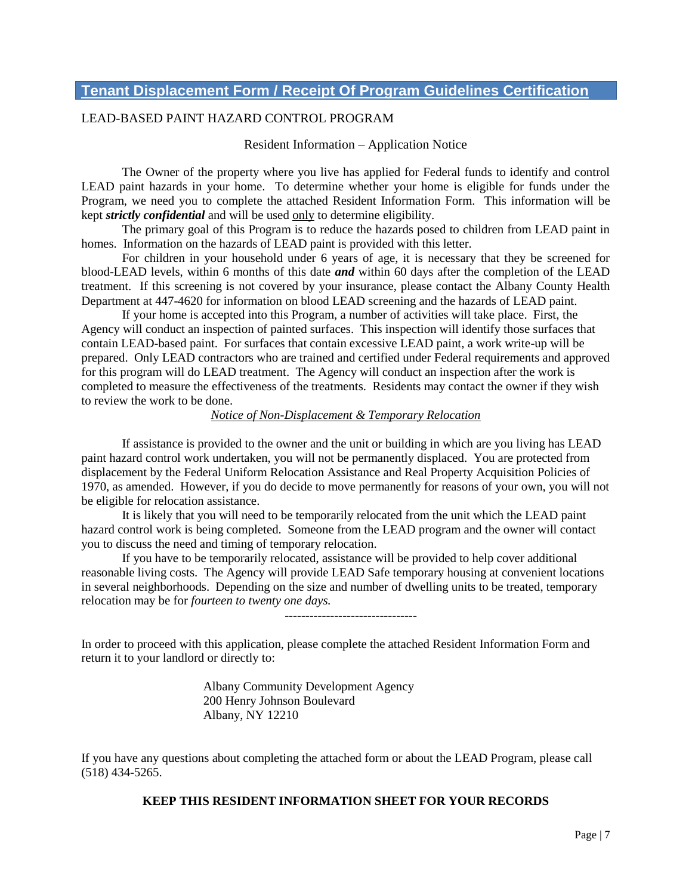## Tenant Displacement Form / Receipt Of Program Guidelines Certification

LEAD-BASED PAINT HAZARD CONTROL PROGRAM

Resident Information – Application Notice

The Owner of the property where you live has applied for Federal funds to identify and control LEAD paint hazards in your home. To determine whether your home is eligible for funds under the Program, we need you to complete the attached Resident Information Form. This information will be kept ***strictly confidential*** and will be used <u>only</u> to determine eligibility.

The primary goal of this Program is to reduce the hazards posed to children from LEAD paint in homes. Information on the hazards of LEAD paint is provided with this letter.

For children in your household under 6 years of age, it is necessary that they be screened for blood-LEAD levels, within 6 months of this date ***and*** within 60 days after the completion of the LEAD treatment. If this screening is not covered by your insurance, please contact the Albany County Health Department at 447-4620 for information on blood LEAD screening and the hazards of LEAD paint.

If your home is accepted into this Program, a number of activities will take place. First, the Agency will conduct an inspection of painted surfaces. This inspection will identify those surfaces that contain LEAD-based paint. For surfaces that contain excessive LEAD paint, a work write-up will be prepared. Only LEAD contractors who are trained and certified under Federal requirements and approved for this program will do LEAD treatment. The Agency will conduct an inspection after the work is completed to measure the effectiveness of the treatments. Residents may contact the owner if they wish to review the work to be done.

<u>*Notice of Non-Displacement & Temporary Relocation*</u>

If assistance is provided to the owner and the unit or building in which are you living has LEAD paint hazard control work undertaken, you will not be permanently displaced. You are protected from displacement by the Federal Uniform Relocation Assistance and Real Property Acquisition Policies of 1970, as amended. However, if you do decide to move permanently for reasons of your own, you will not be eligible for relocation assistance.

It is likely that you will need to be temporarily relocated from the unit which the LEAD paint hazard control work is being completed. Someone from the LEAD program and the owner will contact you to discuss the need and timing of temporary relocation.

If you have to be temporarily relocated, assistance will be provided to help cover additional reasonable living costs. The Agency will provide LEAD Safe temporary housing at convenient locations in several neighborhoods. Depending on the size and number of dwelling units to be treated, temporary relocation may be for *fourteen to twenty one days.*

--------------------------------

In order to proceed with this application, please complete the attached Resident Information Form and return it to your landlord or directly to:

Albany Community Development Agency
200 Henry Johnson Boulevard
Albany, NY 12210

If you have any questions about completing the attached form or about the LEAD Program, please call (518) 434-5265.

**KEEP THIS RESIDENT INFORMATION SHEET FOR YOUR RECORDS**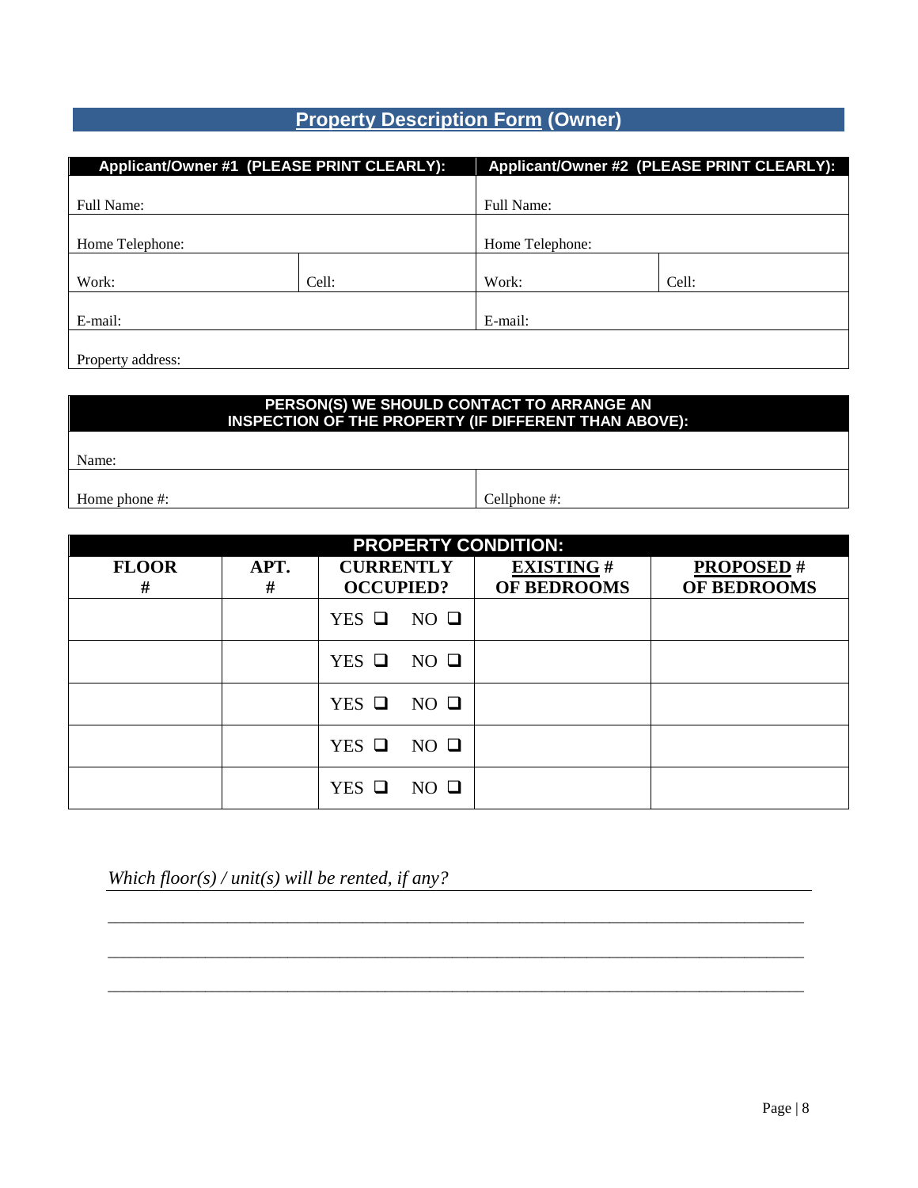## **Property Description Form** (Owner)

| Applicant/Owner #1 (PLEASE PRINT CLEARLY): | | Applicant/Owner #2 (PLEASE PRINT CLEARLY): | |
|---|---|---|---|
| Full Name: | | Full Name: | |
| Home Telephone: | | Home Telephone: | |
| Work: | Cell: | Work: | Cell: |
| E-mail: | | E-mail: | |
| Property address: | | | |

| PERSON(S) WE SHOULD CONTACT TO ARRANGE AN INSPECTION OF THE PROPERTY (IF DIFFERENT THAN ABOVE): | |
|---|---|
| Name: | |
| Home phone #: | Cellphone #: |

| PROPERTY CONDITION: | | | | |
|---|---|---|---|---|
| **FLOOR #** | **APT. #** | **CURRENTLY OCCUPIED?** | **EXISTING # OF BEDROOMS** | **PROPOSED # OF BEDROOMS** |
| | | YES ☐ NO ☐ | | |
| | | YES ☐ NO ☐ | | |
| | | YES ☐ NO ☐ | | |
| | | YES ☐ NO ☐ | | |
| | | YES ☐ NO ☐ | | |

*Which floor(s) / unit(s) will be rented, if any?* ____________________

______________________________________________________________________

______________________________________________________________________

______________________________________________________________________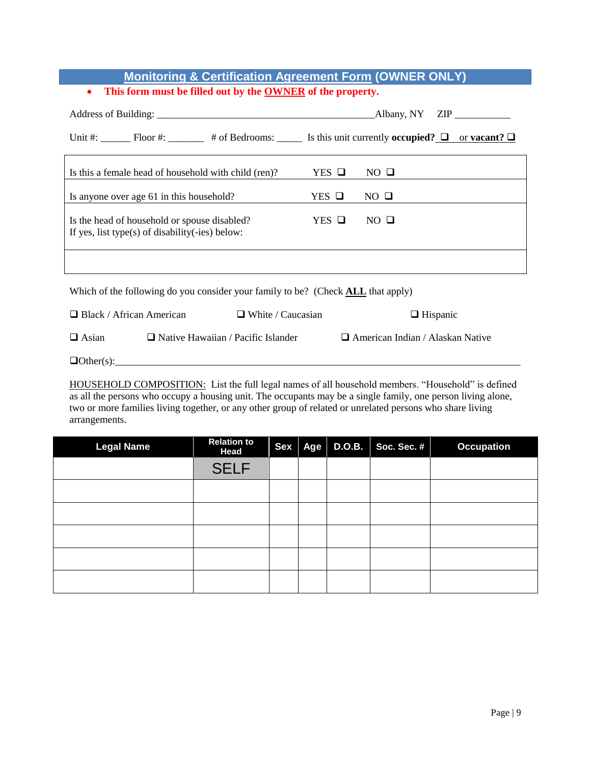## Monitoring & Certification Agreement Form (OWNER ONLY)

- **This form must be filled out by the OWNER of the property.**

Address of Building: _____________________________________________Albany, NY ZIP ___________

Unit #: ______ Floor #: _______ # of Bedrooms: _____ Is this unit currently **occupied?** ❑ or **vacant?** ❑

| | | |
|---|---|---|
| Is this a female head of household with child (ren)? | YES ❑ | NO ❑ |
| Is anyone over age 61 in this household? | YES ❑ | NO ❑ |
| Is the head of household or spouse disabled?<br>If yes, list type(s) of disability(-ies) below: | YES ❑ | NO ❑ |
| | | |

Which of the following do you consider your family to be? (Check **ALL** that apply)

❑ Black / African American ❑ White / Caucasian ❑ Hispanic

❑ Asian ❑ Native Hawaiian / Pacific Islander ❑ American Indian / Alaskan Native

❑Other(s):_____________________________________________________________________________

HOUSEHOLD COMPOSITION: List the full legal names of all household members. "Household" is defined as all the persons who occupy a housing unit. The occupants may be a single family, one person living alone, two or more families living together, or any other group of related or unrelated persons who share living arrangements.

| Legal Name | Relation to Head | Sex | Age | D.O.B. | Soc. Sec. # | Occupation |
|---|---|---|---|---|---|---|
| | SELF | | | | | |
| | | | | | | |
| | | | | | | |
| | | | | | | |
| | | | | | | |
| | | | | | | |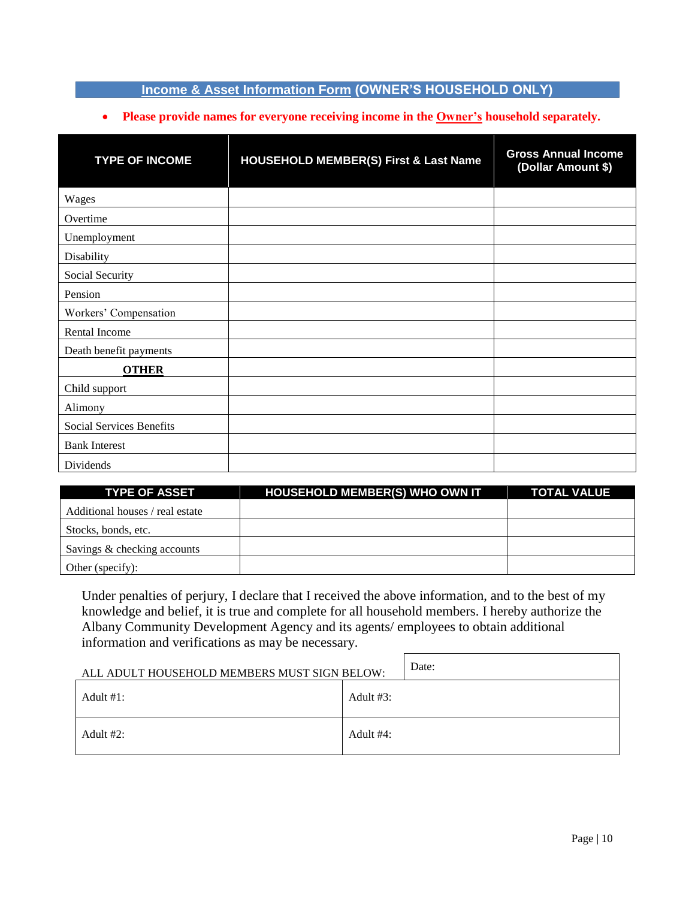## Income & Asset Information Form (OWNER'S HOUSEHOLD ONLY)

- **Please provide names for everyone receiving income in the Owner's household separately.**

| TYPE OF INCOME | HOUSEHOLD MEMBER(S) First & Last Name | Gross Annual Income (Dollar Amount $) |
|---|---|---|
| Wages | | |
| Overtime | | |
| Unemployment | | |
| Disability | | |
| Social Security | | |
| Pension | | |
| Workers' Compensation | | |
| Rental Income | | |
| Death benefit payments | | |
| **OTHER** | | |
| Child support | | |
| Alimony | | |
| Social Services Benefits | | |
| Bank Interest | | |
| Dividends | | |

| TYPE OF ASSET | HOUSEHOLD MEMBER(S) WHO OWN IT | TOTAL VALUE |
|---|---|---|
| Additional houses / real estate | | |
| Stocks, bonds, etc. | | |
| Savings & checking accounts | | |
| Other (specify): | | |

Under penalties of perjury, I declare that I received the above information, and to the best of my knowledge and belief, it is true and complete for all household members. I hereby authorize the Albany Community Development Agency and its agents/ employees to obtain additional information and verifications as may be necessary.

ALL ADULT HOUSEHOLD MEMBERS MUST SIGN BELOW:

Date:

| Adult #1: | Adult #3: |
|---|---|
| Adult #2: | Adult #4: |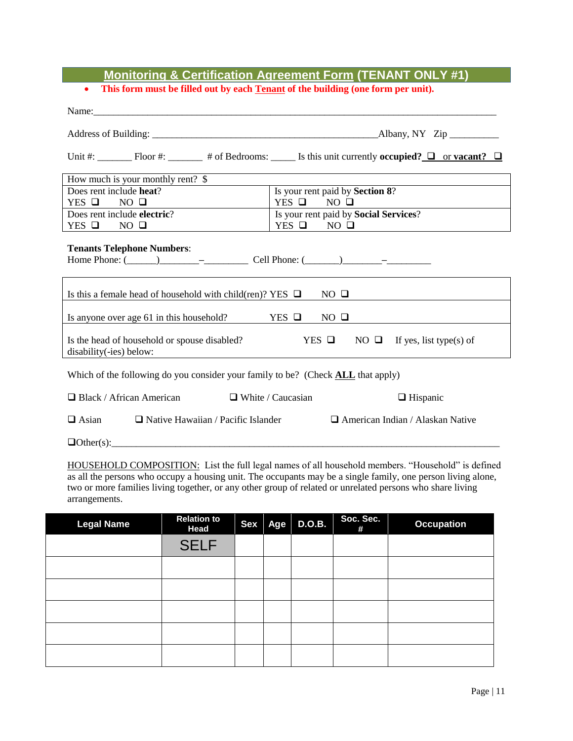## Monitoring & Certification Agreement Form (TENANT ONLY #1)

- **This form must be filled out by each Tenant of the building (one form per unit).**

Name:_______________________________________________________________________________

Address of Building: ________________________________________________Albany, NY Zip __________

Unit #: _______ Floor #: _______ # of Bedrooms: _____ Is this unit currently **occupied?** ❑ or **vacant?** ❑

| How much is your monthly rent? $ | |
|---|---|
| Does rent include **heat**?<br>YES ❑ NO ❑ | Is your rent paid by **Section 8**?<br>YES ❑ NO ❑ |
| Does rent include **electric**?<br>YES ❑ NO ❑ | Is your rent paid by **Social Services**?<br>YES ❑ NO ❑ |

**Tenants Telephone Numbers**:
Home Phone: (______)________–_________ Cell Phone: (_______)________–_________

| |
|---|
| Is this a female head of household with child(ren)? YES ❑ NO ❑ |
| Is anyone over age 61 in this household? YES ❑ NO ❑ |
| Is the head of household or spouse disabled? YES ❑ NO ❑ If yes, list type(s) of disability(-ies) below: |

Which of the following do you consider your family to be? (Check **ALL** that apply)

❑ Black / African American ❑ White / Caucasian ❑ Hispanic

❑ Asian ❑ Native Hawaiian / Pacific Islander ❑ American Indian / Alaskan Native

❑Other(s):_______________________________________________________________________________

HOUSEHOLD COMPOSITION: List the full legal names of all household members. "Household" is defined as all the persons who occupy a housing unit. The occupants may be a single family, one person living alone, two or more families living together, or any other group of related or unrelated persons who share living arrangements.

| Legal Name | Relation to Head | Sex | Age | D.O.B. | Soc. Sec. # | Occupation |
|---|---|---|---|---|---|---|
| | SELF | | | | | |
| | | | | | | |
| | | | | | | |
| | | | | | | |
| | | | | | | |
| | | | | | | |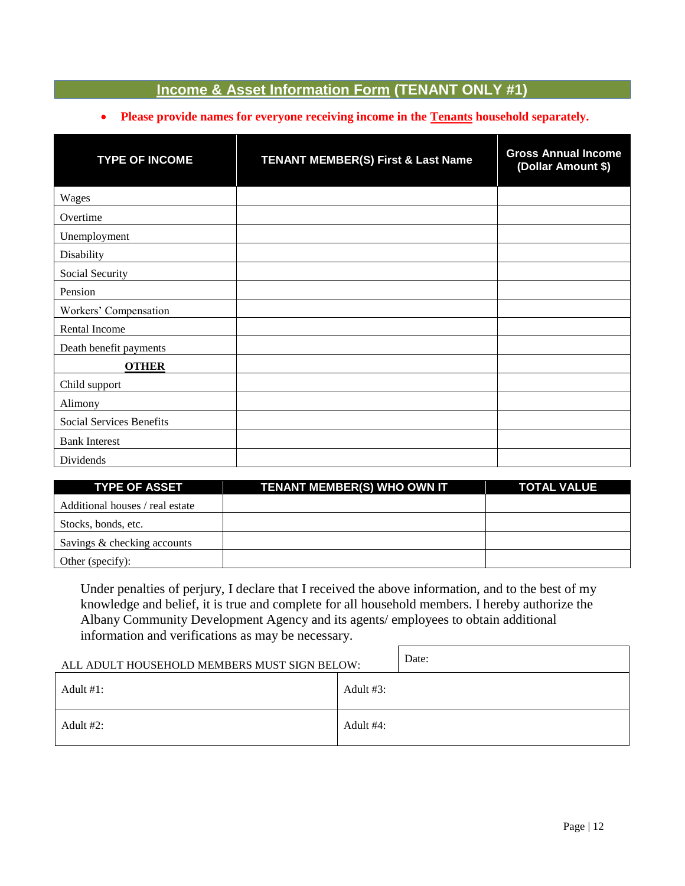## Income & Asset Information Form (TENANT ONLY #1)

- **Please provide names for everyone receiving income in the Tenants household separately.**

| TYPE OF INCOME | TENANT MEMBER(S) First & Last Name | Gross Annual Income (Dollar Amount $) |
|---|---|---|
| Wages | | |
| Overtime | | |
| Unemployment | | |
| Disability | | |
| Social Security | | |
| Pension | | |
| Workers' Compensation | | |
| Rental Income | | |
| Death benefit payments | | |
| **OTHER** | | |
| Child support | | |
| Alimony | | |
| Social Services Benefits | | |
| Bank Interest | | |
| Dividends | | |

| TYPE OF ASSET | TENANT MEMBER(S) WHO OWN IT | TOTAL VALUE |
|---|---|---|
| Additional houses / real estate | | |
| Stocks, bonds, etc. | | |
| Savings & checking accounts | | |
| Other (specify): | | |

Under penalties of perjury, I declare that I received the above information, and to the best of my knowledge and belief, it is true and complete for all household members. I hereby authorize the Albany Community Development Agency and its agents/ employees to obtain additional information and verifications as may be necessary.

| ALL ADULT HOUSEHOLD MEMBERS MUST SIGN BELOW: | Date: |
|---|---|
| Adult #1: | Adult #3: |
| Adult #2: | Adult #4: |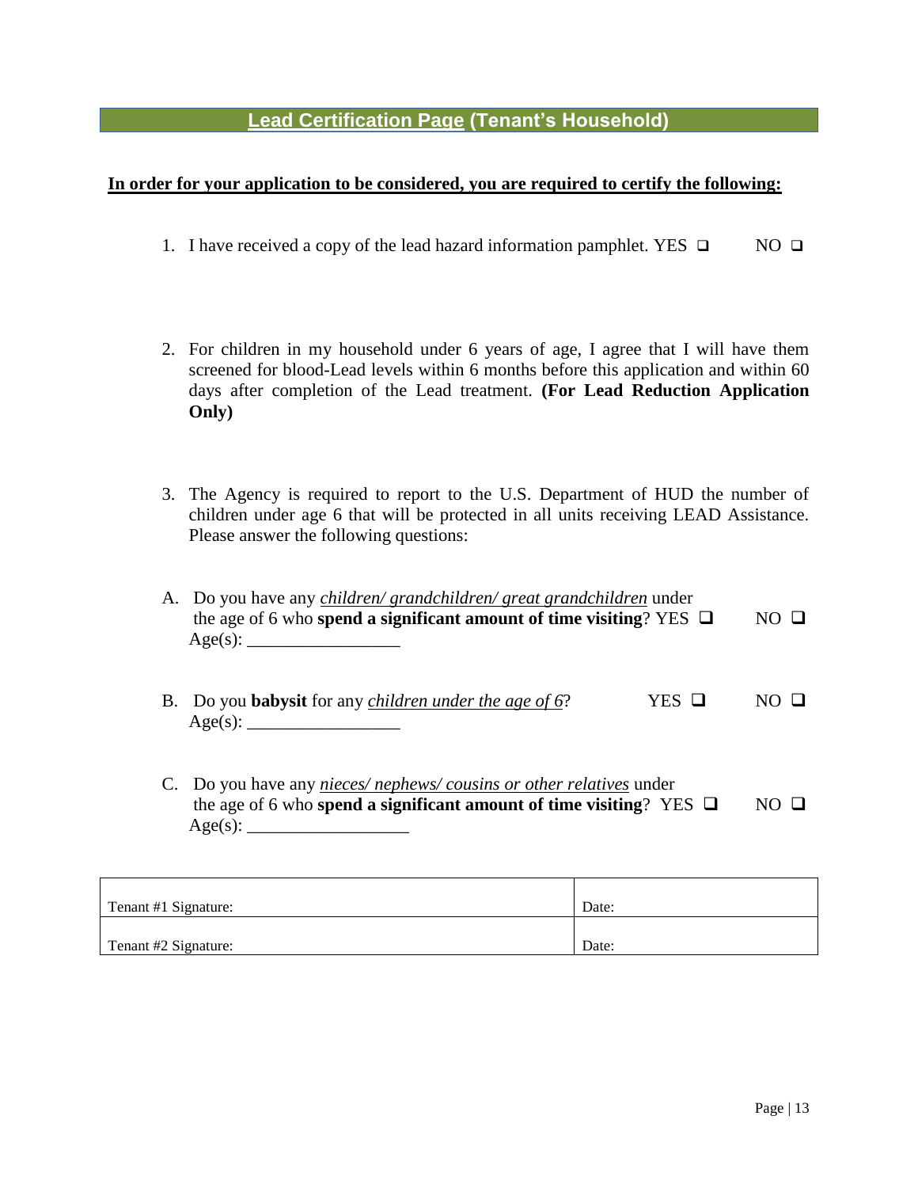## Lead Certification Page (Tenant's Household)

**In order for your application to be considered, you are required to certify the following:**

1. I have received a copy of the lead hazard information pamphlet. YES ❑ NO ❑

2. For children in my household under 6 years of age, I agree that I will have them screened for blood-Lead levels within 6 months before this application and within 60 days after completion of the Lead treatment. **(For Lead Reduction Application Only)**

3. The Agency is required to report to the U.S. Department of HUD the number of children under age 6 that will be protected in all units receiving LEAD Assistance. Please answer the following questions:

A. Do you have any *children/ grandchildren/ great grandchildren* under the age of 6 who **spend a significant amount of time visiting**? YES ❑ NO ❑
Age(s): _________________

B. Do you **babysit** for any *children under the age of 6*? YES ❑ NO ❑
Age(s): _________________

C. Do you have any *nieces/ nephews/ cousins or other relatives* under the age of 6 who **spend a significant amount of time visiting**? YES ❑ NO ❑
Age(s): __________________

| Tenant #1 Signature: | Date: |
|---|---|
| Tenant #2 Signature: | Date: |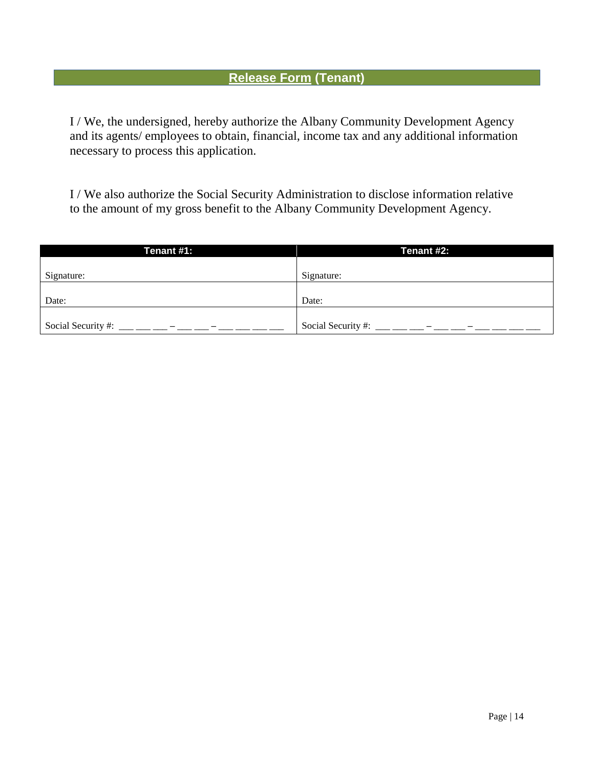## Release Form (Tenant)

I / We, the undersigned, hereby authorize the Albany Community Development Agency and its agents/ employees to obtain, financial, income tax and any additional information necessary to process this application.

I / We also authorize the Social Security Administration to disclose information relative to the amount of my gross benefit to the Albany Community Development Agency.

| Tenant #1: | Tenant #2: |
|---|---|
| Signature: | Signature: |
| Date: | Date: |
| Social Security #: ___ ___ ___ – ___ ___ – ___ ___ ___ ___ | Social Security #: ___ ___ ___ – ___ ___ – ___ ___ ___ ___ |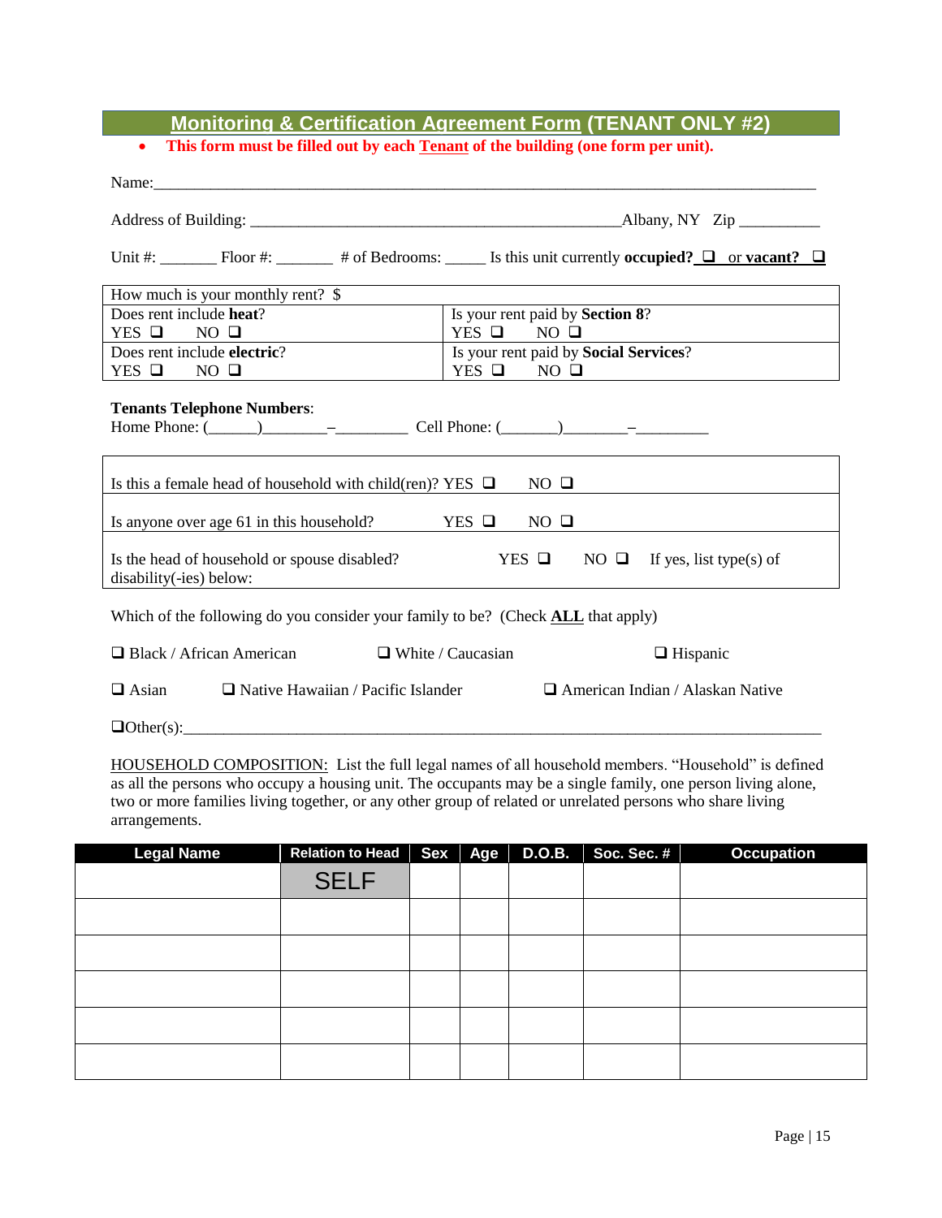# Monitoring & Certification Agreement Form (TENANT ONLY #2)

- **This form must be filled out by each Tenant of the building (one form per unit).**

Name:_______________________________________________________________________________

Address of Building: _______________________________________________Albany, NY Zip __________

Unit #: _______ Floor #: _______ # of Bedrooms: _____ Is this unit currently **occupied?** ❑ or **vacant?** ❑

| How much is your monthly rent? $ | |
|---|---|
| Does rent include **heat**? YES ❑ NO ❑ | Is your rent paid by **Section 8**? YES ❑ NO ❑ |
| Does rent include **electric**? YES ❑ NO ❑ | Is your rent paid by **Social Services**? YES ❑ NO ❑ |

**Tenants Telephone Numbers**:
Home Phone: (______)________–_________ Cell Phone: (_______)________–_________

| |
|---|
| Is this a female head of household with child(ren)? YES ❑ NO ❑ |
| Is anyone over age 61 in this household? YES ❑ NO ❑ |
| Is the head of household or spouse disabled? YES ❑ NO ❑ If yes, list type(s) of disability(-ies) below: |

Which of the following do you consider your family to be? (Check **ALL** that apply)

❑ Black / African American ❑ White / Caucasian ❑ Hispanic

❑ Asian ❑ Native Hawaiian / Pacific Islander ❑ American Indian / Alaskan Native

❑Other(s):_______________________________________________________________________________

HOUSEHOLD COMPOSITION: List the full legal names of all household members. "Household" is defined as all the persons who occupy a housing unit. The occupants may be a single family, one person living alone, two or more families living together, or any other group of related or unrelated persons who share living arrangements.

| Legal Name | Relation to Head | Sex | Age | D.O.B. | Soc. Sec. # | Occupation |
|---|---|---|---|---|---|---|
| | SELF | | | | | |
| | | | | | | |
| | | | | | | |
| | | | | | | |
| | | | | | | |
| | | | | | | |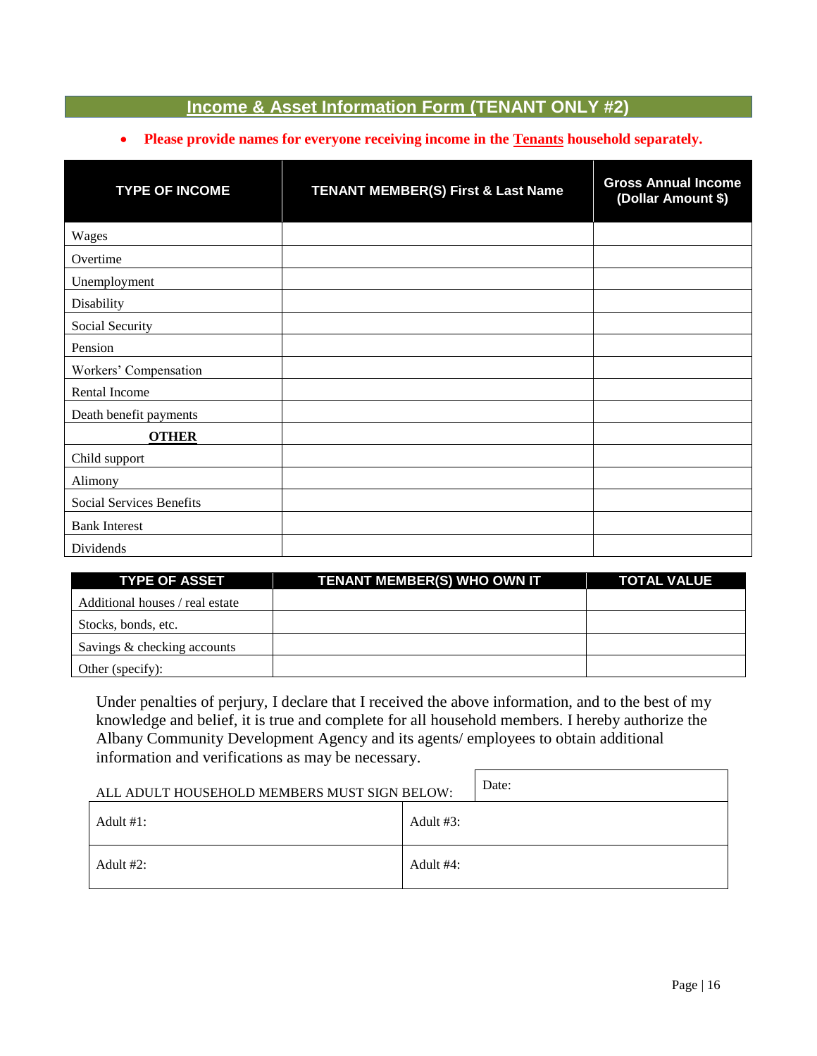## Income & Asset Information Form (TENANT ONLY #2)

- **Please provide names for everyone receiving income in the Tenants household separately.**

| TYPE OF INCOME | TENANT MEMBER(S) First & Last Name | Gross Annual Income (Dollar Amount $) |
|---|---|---|
| Wages | | |
| Overtime | | |
| Unemployment | | |
| Disability | | |
| Social Security | | |
| Pension | | |
| Workers' Compensation | | |
| Rental Income | | |
| Death benefit payments | | |
| **OTHER** | | |
| Child support | | |
| Alimony | | |
| Social Services Benefits | | |
| Bank Interest | | |
| Dividends | | |

| TYPE OF ASSET | TENANT MEMBER(S) WHO OWN IT | TOTAL VALUE |
|---|---|---|
| Additional houses / real estate | | |
| Stocks, bonds, etc. | | |
| Savings & checking accounts | | |
| Other (specify): | | |

Under penalties of perjury, I declare that I received the above information, and to the best of my knowledge and belief, it is true and complete for all household members. I hereby authorize the Albany Community Development Agency and its agents/ employees to obtain additional information and verifications as may be necessary.

ALL ADULT HOUSEHOLD MEMBERS MUST SIGN BELOW:

| | Date: |
|---|---|
| Adult #1: | Adult #3: |
| Adult #2: | Adult #4: |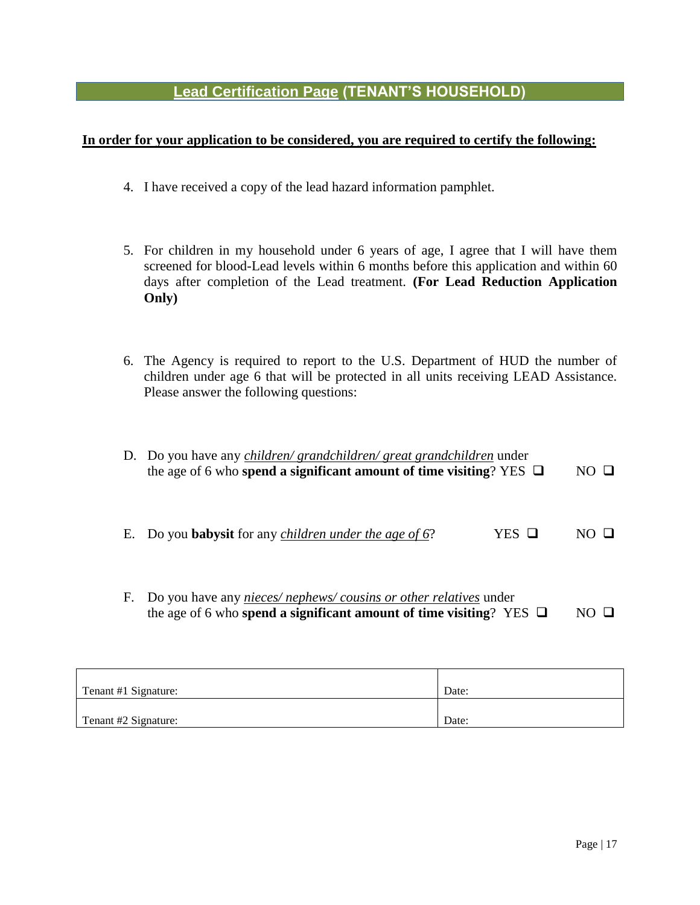## Lead Certification Page (TENANT'S HOUSEHOLD)

**In order for your application to be considered, you are required to certify the following:**

4. I have received a copy of the lead hazard information pamphlet.

5. For children in my household under 6 years of age, I agree that I will have them screened for blood-Lead levels within 6 months before this application and within 60 days after completion of the Lead treatment. **(For Lead Reduction Application Only)**

6. The Agency is required to report to the U.S. Department of HUD the number of children under age 6 that will be protected in all units receiving LEAD Assistance. Please answer the following questions:

D. Do you have any *children/ grandchildren/ great grandchildren* under the age of 6 who **spend a significant amount of time visiting**? YES ❑ NO ❑

E. Do you **babysit** for any *children under the age of 6*? YES ❑ NO ❑

F. Do you have any *nieces/ nephews/ cousins or other relatives* under the age of 6 who **spend a significant amount of time visiting**? YES ❑ NO ❑

| Tenant #1 Signature: | Date: |
|---|---|
| Tenant #2 Signature: | Date: |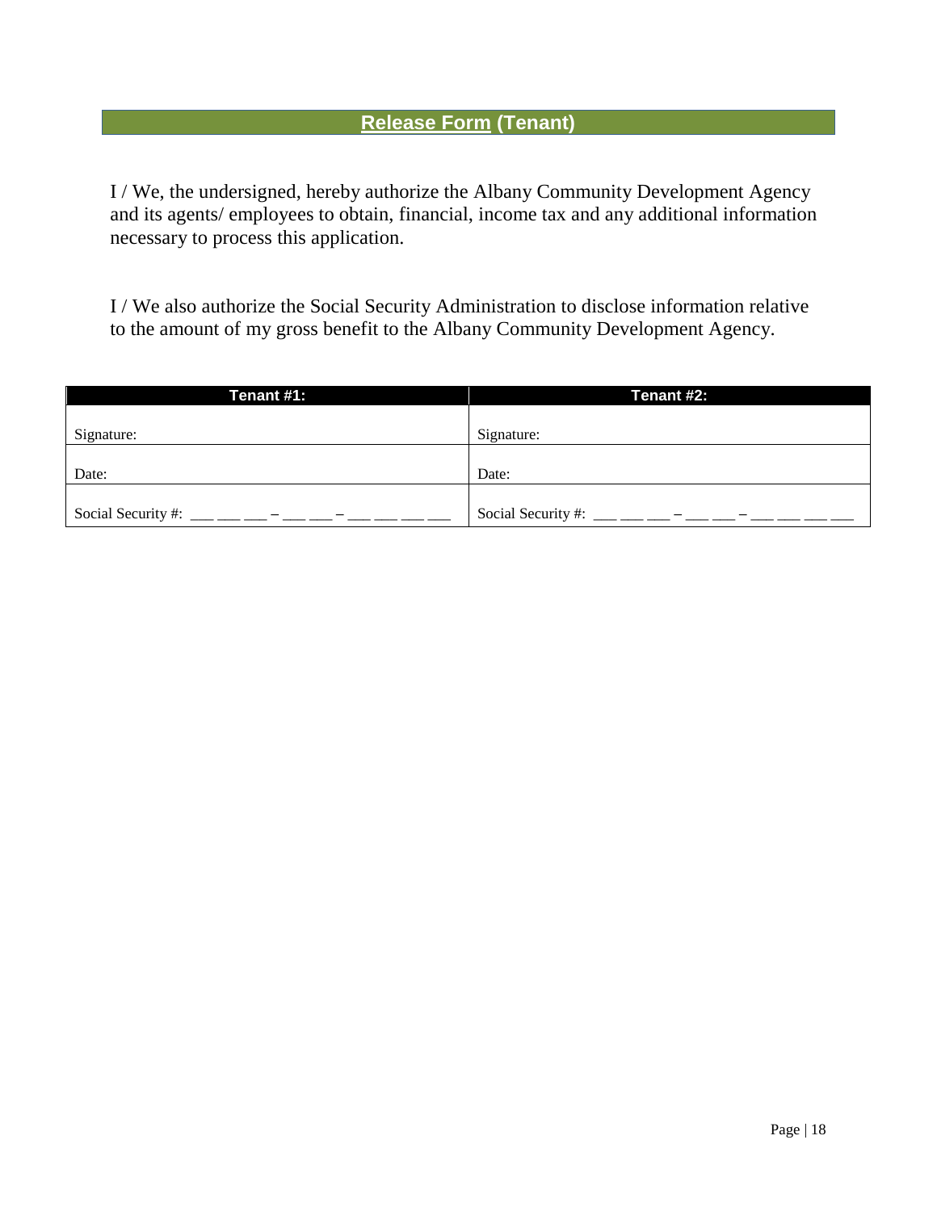## Release Form (Tenant)

I / We, the undersigned, hereby authorize the Albany Community Development Agency and its agents/ employees to obtain, financial, income tax and any additional information necessary to process this application.

I / We also authorize the Social Security Administration to disclose information relative to the amount of my gross benefit to the Albany Community Development Agency.

| Tenant #1: | Tenant #2: |
|---|---|
| Signature: | Signature: |
| Date: | Date: |
| Social Security #: ___ ___ ___ – ___ ___ – ___ ___ ___ ___ | Social Security #: ___ ___ ___ – ___ ___ – ___ ___ ___ ___ |